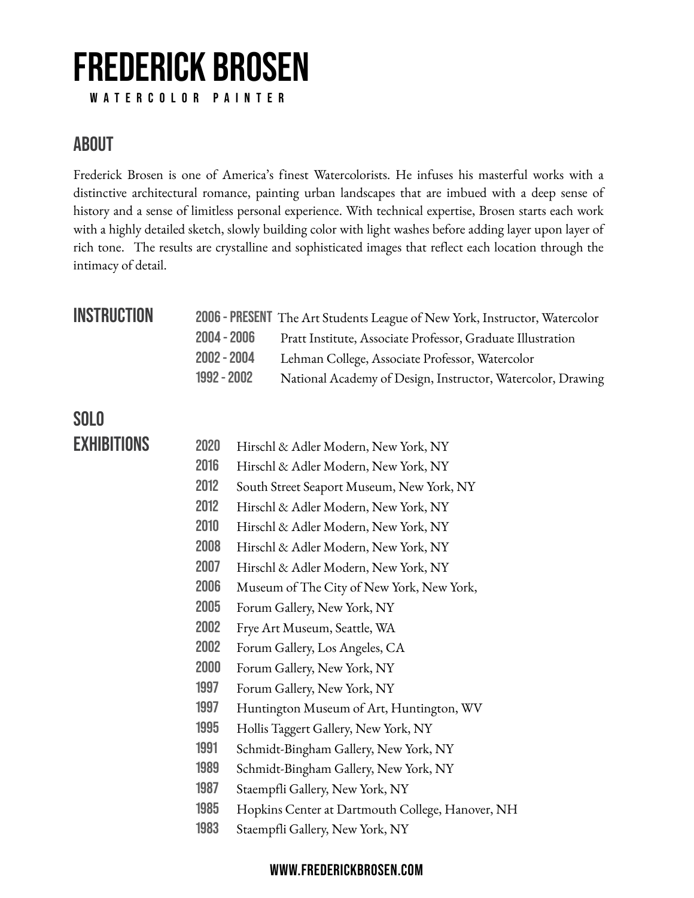# FREDERICK BROSEN

WATERCOLOR PAINTER

## ABOUT

Frederick Brosen is one of America's finest Watercolorists. He infuses his masterful works with a distinctive architectural romance, painting urban landscapes that are imbued with a deep sense of history and a sense of limitless personal experience. With technical expertise, Brosen starts each work with a highly detailed sketch, slowly building color with light washes before adding layer upon layer of rich tone. The results are crystalline and sophisticated images that reflect each location through the intimacy of detail.

## INSTRUCTION

**2006 - PRESENT** The Art Students League of New York, Instructor, Watercolor
**2004 - 2006** Pratt Institute, Associate Professor, Graduate Illustration
**2002 - 2004** Lehman College, Associate Professor, Watercolor
**1992 - 2002** National Academy of Design, Instructor, Watercolor, Drawing

## SOLO EXHIBITIONS

**2020** Hirschl & Adler Modern, New York, NY
**2016** Hirschl & Adler Modern, New York, NY
**2012** South Street Seaport Museum, New York, NY
**2012** Hirschl & Adler Modern, New York, NY
**2010** Hirschl & Adler Modern, New York, NY
**2008** Hirschl & Adler Modern, New York, NY
**2007** Hirschl & Adler Modern, New York, NY
**2006** Museum of The City of New York, New York,
**2005** Forum Gallery, New York, NY
**2002** Frye Art Museum, Seattle, WA
**2002** Forum Gallery, Los Angeles, CA
**2000** Forum Gallery, New York, NY
**1997** Forum Gallery, New York, NY
**1997** Huntington Museum of Art, Huntington, WV
**1995** Hollis Taggert Gallery, New York, NY
**1991** Schmidt-Bingham Gallery, New York, NY
**1989** Schmidt-Bingham Gallery, New York, NY
**1987** Staempfli Gallery, New York, NY
**1985** Hopkins Center at Dartmouth College, Hanover, NH
**1983** Staempfli Gallery, New York, NY

WWW.FREDERICKBROSEN.COM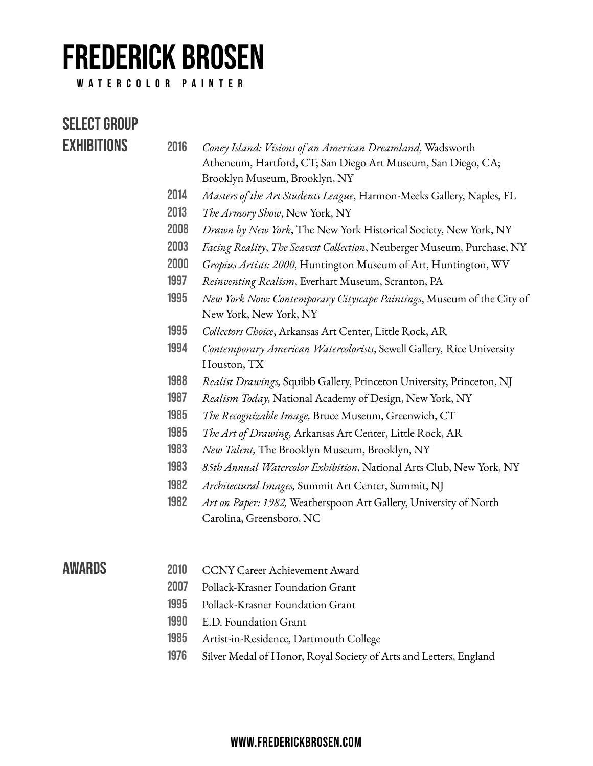# FREDERICK BROSEN

WATERCOLOR PAINTER

## SELECT GROUP EXHIBITIONS

**2016** *Coney Island: Visions of an American Dreamland,* Wadsworth Atheneum, Hartford, CT; San Diego Art Museum, San Diego, CA; Brooklyn Museum, Brooklyn, NY

**2014** *Masters of the Art Students League*, Harmon-Meeks Gallery, Naples, FL

**2013** *The Armory Show*, New York, NY

**2008** *Drawn by New York*, The New York Historical Society, New York, NY

**2003** *Facing Reality*, *The Seavest Collection*, Neuberger Museum, Purchase, NY

**2000** *Gropius Artists: 2000*, Huntington Museum of Art, Huntington, WV

**1997** *Reinventing Realism*, Everhart Museum, Scranton, PA

**1995** *New York Now: Contemporary Cityscape Paintings*, Museum of the City of New York, New York, NY

**1995** *Collectors Choice*, Arkansas Art Center, Little Rock, AR

**1994** *Contemporary American Watercolorists*, Sewell Gallery, Rice University Houston, TX

**1988** *Realist Drawings,* Squibb Gallery, Princeton University, Princeton, NJ

**1987** *Realism Today,* National Academy of Design, New York, NY

**1985** *The Recognizable Image,* Bruce Museum, Greenwich, CT

**1985** *The Art of Drawing,* Arkansas Art Center, Little Rock, AR

**1983** *New Talent,* The Brooklyn Museum, Brooklyn, NY

**1983** *85th Annual Watercolor Exhibition,* National Arts Club, New York, NY

**1982** *Architectural Images,* Summit Art Center, Summit, NJ

**1982** *Art on Paper: 1982,* Weatherspoon Art Gallery, University of North Carolina, Greensboro, NC

## AWARDS

**2010** CCNY Career Achievement Award

**2007** Pollack-Krasner Foundation Grant

**1995** Pollack-Krasner Foundation Grant

**1990** E.D. Foundation Grant

**1985** Artist-in-Residence, Dartmouth College

**1976** Silver Medal of Honor, Royal Society of Arts and Letters, England

WWW.FREDERICKBROSEN.COM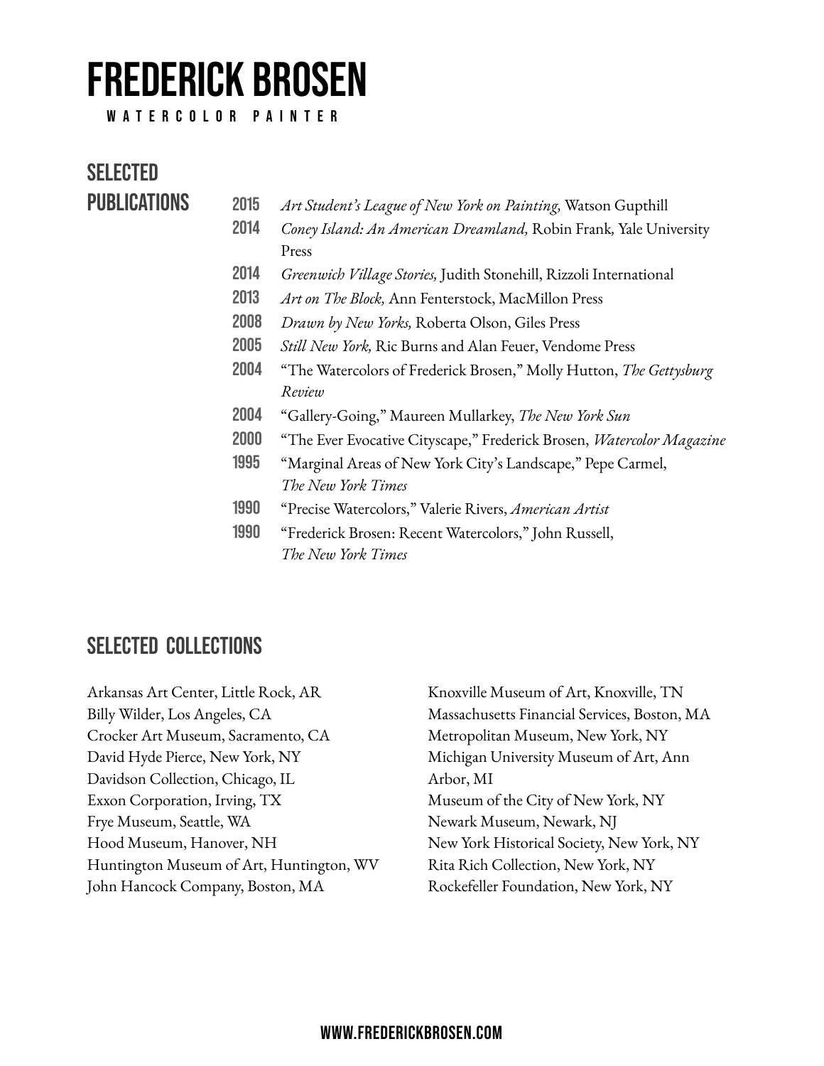# FREDERICK BROSEN

WATERCOLOR PAINTER

## SELECTED PUBLICATIONS

- **2015** *Art Student's League of New York on Painting,* Watson Gupthill
- **2014** *Coney Island: An American Dreamland,* Robin Frank*,* Yale University Press
- **2014** *Greenwich Village Stories,* Judith Stonehill, Rizzoli International
- **2013** *Art on The Block,* Ann Fenterstock, MacMillon Press
- **2008** *Drawn by New Yorks,* Roberta Olson, Giles Press
- **2005** *Still New York,* Ric Burns and Alan Feuer, Vendome Press
- **2004** "The Watercolors of Frederick Brosen," Molly Hutton, *The Gettysburg Review*
- **2004** "Gallery-Going," Maureen Mullarkey, *The New York Sun*
- **2000** "The Ever Evocative Cityscape," Frederick Brosen, *Watercolor Magazine*
- **1995** "Marginal Areas of New York City's Landscape," Pepe Carmel, *The New York Times*
- **1990** "Precise Watercolors," Valerie Rivers, *American Artist*
- **1990** "Frederick Brosen: Recent Watercolors," John Russell, *The New York Times*

## SELECTED COLLECTIONS

Arkansas Art Center, Little Rock, AR
Billy Wilder, Los Angeles, CA
Crocker Art Museum, Sacramento, CA
David Hyde Pierce, New York, NY
Davidson Collection, Chicago, IL
Exxon Corporation, Irving, TX
Frye Museum, Seattle, WA
Hood Museum, Hanover, NH
Huntington Museum of Art, Huntington, WV
John Hancock Company, Boston, MA
Knoxville Museum of Art, Knoxville, TN
Massachusetts Financial Services, Boston, MA
Metropolitan Museum, New York, NY
Michigan University Museum of Art, Ann Arbor, MI
Museum of the City of New York, NY
Newark Museum, Newark, NJ
New York Historical Society, New York, NY
Rita Rich Collection, New York, NY
Rockefeller Foundation, New York, NY

WWW.FREDERICKBROSEN.COM